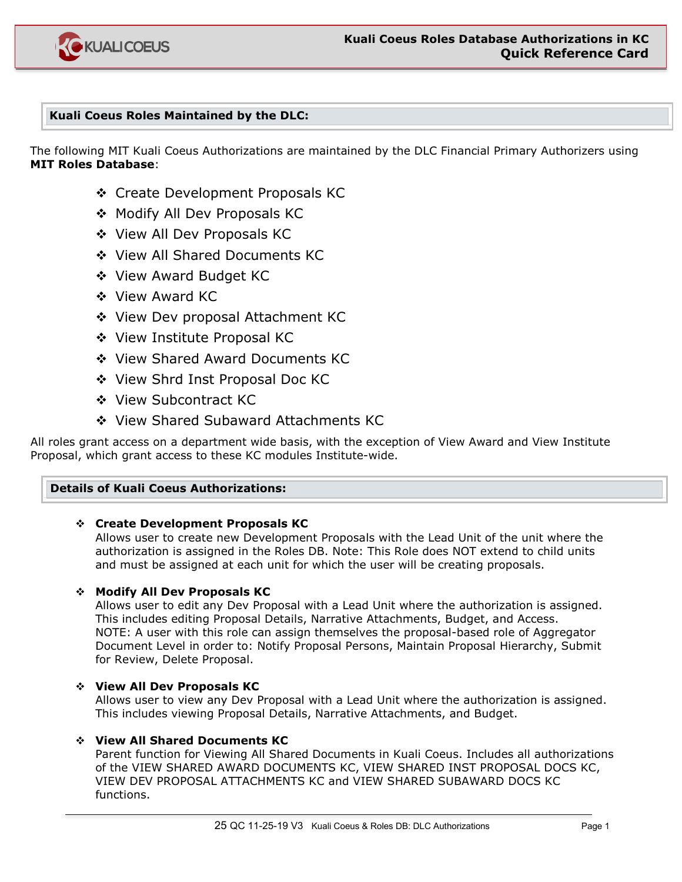# Kuali Coeus Roles Database Authorizations in KC Quick Reference Card

## Kuali Coeus Roles Maintained by the DLC:

The following MIT Kuali Coeus Authorizations are maintained by the DLC Financial Primary Authorizers using **MIT Roles Database**:

- ❖ Create Development Proposals KC
- ❖ Modify All Dev Proposals KC
- ❖ View All Dev Proposals KC
- ❖ View All Shared Documents KC
- ❖ View Award Budget KC
- ❖ View Award KC
- ❖ View Dev proposal Attachment KC
- ❖ View Institute Proposal KC
- ❖ View Shared Award Documents KC
- ❖ View Shrd Inst Proposal Doc KC
- ❖ View Subcontract KC
- ❖ View Shared Subaward Attachments KC

All roles grant access on a department wide basis, with the exception of View Award and View Institute Proposal, which grant access to these KC modules Institute-wide.

## Details of Kuali Coeus Authorizations:

- ❖ **Create Development Proposals KC**
  Allows user to create new Development Proposals with the Lead Unit of the unit where the authorization is assigned in the Roles DB. Note: This Role does NOT extend to child units and must be assigned at each unit for which the user will be creating proposals.

- ❖ **Modify All Dev Proposals KC**
  Allows user to edit any Dev Proposal with a Lead Unit where the authorization is assigned. This includes editing Proposal Details, Narrative Attachments, Budget, and Access. NOTE: A user with this role can assign themselves the proposal-based role of Aggregator Document Level in order to: Notify Proposal Persons, Maintain Proposal Hierarchy, Submit for Review, Delete Proposal.

- ❖ **View All Dev Proposals KC**
  Allows user to view any Dev Proposal with a Lead Unit where the authorization is assigned. This includes viewing Proposal Details, Narrative Attachments, and Budget.

- ❖ **View All Shared Documents KC**
  Parent function for Viewing All Shared Documents in Kuali Coeus. Includes all authorizations of the VIEW SHARED AWARD DOCUMENTS KC, VIEW SHARED INST PROPOSAL DOCS KC, VIEW DEV PROPOSAL ATTACHMENTS KC and VIEW SHARED SUBAWARD DOCS KC functions.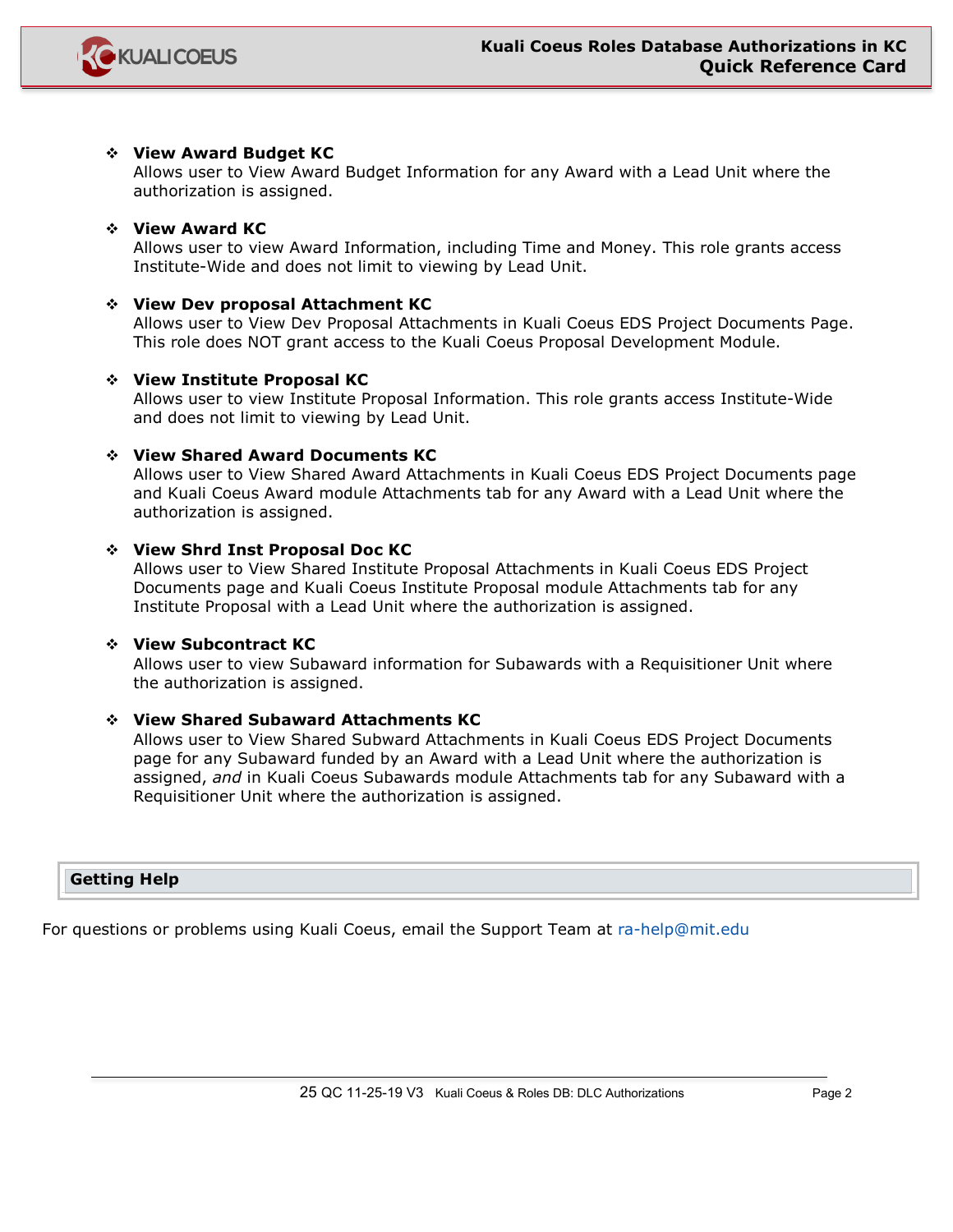- **View Award Budget KC**
  Allows user to View Award Budget Information for any Award with a Lead Unit where the authorization is assigned.

- **View Award KC**
  Allows user to view Award Information, including Time and Money. This role grants access Institute-Wide and does not limit to viewing by Lead Unit.

- **View Dev proposal Attachment KC**
  Allows user to View Dev Proposal Attachments in Kuali Coeus EDS Project Documents Page. This role does NOT grant access to the Kuali Coeus Proposal Development Module.

- **View Institute Proposal KC**
  Allows user to view Institute Proposal Information. This role grants access Institute-Wide and does not limit to viewing by Lead Unit.

- **View Shared Award Documents KC**
  Allows user to View Shared Award Attachments in Kuali Coeus EDS Project Documents page and Kuali Coeus Award module Attachments tab for any Award with a Lead Unit where the authorization is assigned.

- **View Shrd Inst Proposal Doc KC**
  Allows user to View Shared Institute Proposal Attachments in Kuali Coeus EDS Project Documents page and Kuali Coeus Institute Proposal module Attachments tab for any Institute Proposal with a Lead Unit where the authorization is assigned.

- **View Subcontract KC**
  Allows user to view Subaward information for Subawards with a Requisitioner Unit where the authorization is assigned.

- **View Shared Subaward Attachments KC**
  Allows user to View Shared Subward Attachments in Kuali Coeus EDS Project Documents page for any Subaward funded by an Award with a Lead Unit where the authorization is assigned, *and* in Kuali Coeus Subawards module Attachments tab for any Subaward with a Requisitioner Unit where the authorization is assigned.

## Getting Help

For questions or problems using Kuali Coeus, email the Support Team at ra-help@mit.edu